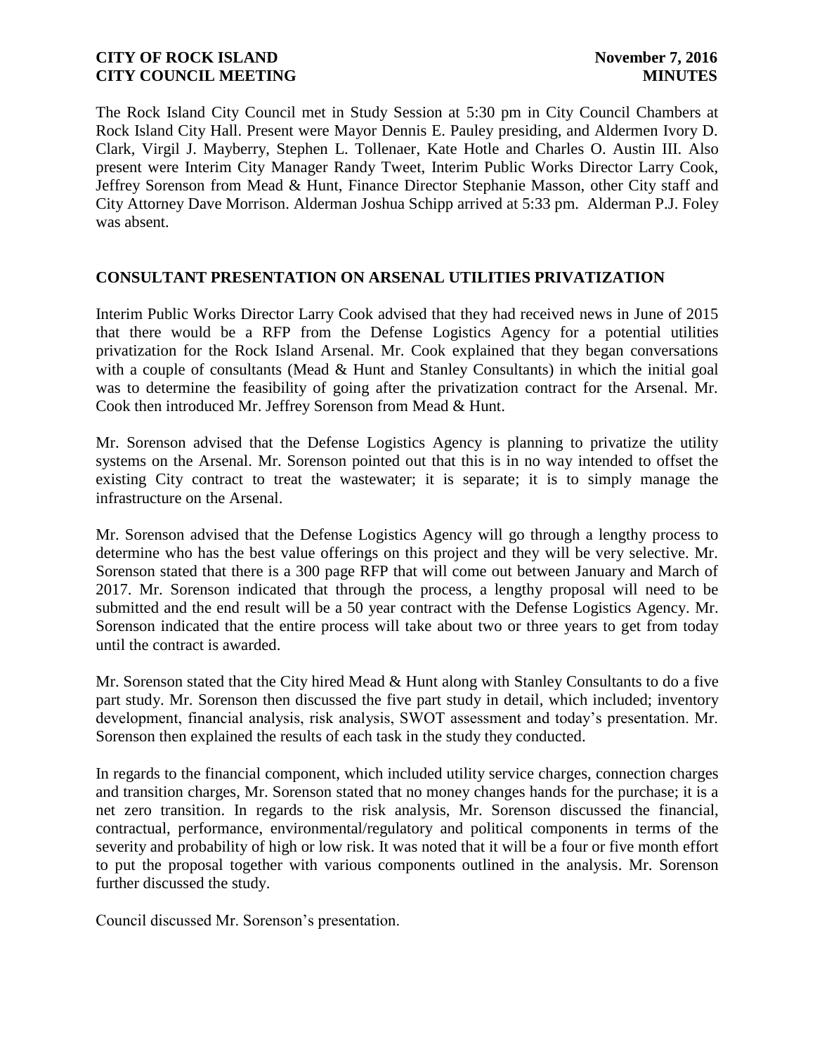The Rock Island City Council met in Study Session at 5:30 pm in City Council Chambers at Rock Island City Hall. Present were Mayor Dennis E. Pauley presiding, and Aldermen Ivory D. Clark, Virgil J. Mayberry, Stephen L. Tollenaer, Kate Hotle and Charles O. Austin III. Also present were Interim City Manager Randy Tweet, Interim Public Works Director Larry Cook, Jeffrey Sorenson from Mead & Hunt, Finance Director Stephanie Masson, other City staff and City Attorney Dave Morrison. Alderman Joshua Schipp arrived at 5:33 pm. Alderman P.J. Foley was absent.

## CONSULTANT PRESENTATION ON ARSENAL UTILITIES PRIVATIZATION

Interim Public Works Director Larry Cook advised that they had received news in June of 2015 that there would be a RFP from the Defense Logistics Agency for a potential utilities privatization for the Rock Island Arsenal. Mr. Cook explained that they began conversations with a couple of consultants (Mead & Hunt and Stanley Consultants) in which the initial goal was to determine the feasibility of going after the privatization contract for the Arsenal. Mr. Cook then introduced Mr. Jeffrey Sorenson from Mead & Hunt.

Mr. Sorenson advised that the Defense Logistics Agency is planning to privatize the utility systems on the Arsenal. Mr. Sorenson pointed out that this is in no way intended to offset the existing City contract to treat the wastewater; it is separate; it is to simply manage the infrastructure on the Arsenal.

Mr. Sorenson advised that the Defense Logistics Agency will go through a lengthy process to determine who has the best value offerings on this project and they will be very selective. Mr. Sorenson stated that there is a 300 page RFP that will come out between January and March of 2017. Mr. Sorenson indicated that through the process, a lengthy proposal will need to be submitted and the end result will be a 50 year contract with the Defense Logistics Agency. Mr. Sorenson indicated that the entire process will take about two or three years to get from today until the contract is awarded.

Mr. Sorenson stated that the City hired Mead & Hunt along with Stanley Consultants to do a five part study. Mr. Sorenson then discussed the five part study in detail, which included; inventory development, financial analysis, risk analysis, SWOT assessment and today's presentation. Mr. Sorenson then explained the results of each task in the study they conducted.

In regards to the financial component, which included utility service charges, connection charges and transition charges, Mr. Sorenson stated that no money changes hands for the purchase; it is a net zero transition. In regards to the risk analysis, Mr. Sorenson discussed the financial, contractual, performance, environmental/regulatory and political components in terms of the severity and probability of high or low risk. It was noted that it will be a four or five month effort to put the proposal together with various components outlined in the analysis. Mr. Sorenson further discussed the study.

Council discussed Mr. Sorenson's presentation.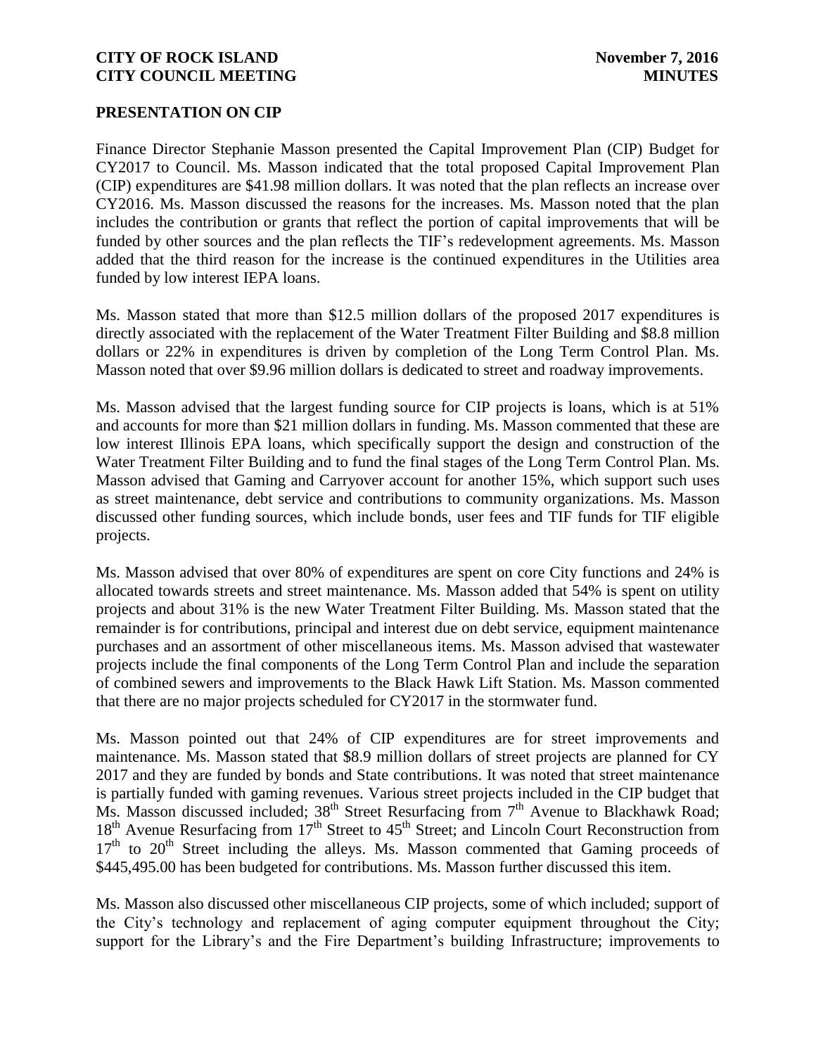## PRESENTATION ON CIP

Finance Director Stephanie Masson presented the Capital Improvement Plan (CIP) Budget for CY2017 to Council. Ms. Masson indicated that the total proposed Capital Improvement Plan (CIP) expenditures are $41.98 million dollars. It was noted that the plan reflects an increase over CY2016. Ms. Masson discussed the reasons for the increases. Ms. Masson noted that the plan includes the contribution or grants that reflect the portion of capital improvements that will be funded by other sources and the plan reflects the TIF's redevelopment agreements. Ms. Masson added that the third reason for the increase is the continued expenditures in the Utilities area funded by low interest IEPA loans.

Ms. Masson stated that more than $12.5 million dollars of the proposed 2017 expenditures is directly associated with the replacement of the Water Treatment Filter Building and $8.8 million dollars or 22% in expenditures is driven by completion of the Long Term Control Plan. Ms. Masson noted that over $9.96 million dollars is dedicated to street and roadway improvements.

Ms. Masson advised that the largest funding source for CIP projects is loans, which is at 51% and accounts for more than $21 million dollars in funding. Ms. Masson commented that these are low interest Illinois EPA loans, which specifically support the design and construction of the Water Treatment Filter Building and to fund the final stages of the Long Term Control Plan. Ms. Masson advised that Gaming and Carryover account for another 15%, which support such uses as street maintenance, debt service and contributions to community organizations. Ms. Masson discussed other funding sources, which include bonds, user fees and TIF funds for TIF eligible projects.

Ms. Masson advised that over 80% of expenditures are spent on core City functions and 24% is allocated towards streets and street maintenance. Ms. Masson added that 54% is spent on utility projects and about 31% is the new Water Treatment Filter Building. Ms. Masson stated that the remainder is for contributions, principal and interest due on debt service, equipment maintenance purchases and an assortment of other miscellaneous items. Ms. Masson advised that wastewater projects include the final components of the Long Term Control Plan and include the separation of combined sewers and improvements to the Black Hawk Lift Station. Ms. Masson commented that there are no major projects scheduled for CY2017 in the stormwater fund.

Ms. Masson pointed out that 24% of CIP expenditures are for street improvements and maintenance. Ms. Masson stated that $8.9 million dollars of street projects are planned for CY 2017 and they are funded by bonds and State contributions. It was noted that street maintenance is partially funded with gaming revenues. Various street projects included in the CIP budget that Ms. Masson discussed included; 38th Street Resurfacing from 7th Avenue to Blackhawk Road; 18th Avenue Resurfacing from 17th Street to 45th Street; and Lincoln Court Reconstruction from 17th to 20th Street including the alleys. Ms. Masson commented that Gaming proceeds of $445,495.00 has been budgeted for contributions. Ms. Masson further discussed this item.

Ms. Masson also discussed other miscellaneous CIP projects, some of which included; support of the City's technology and replacement of aging computer equipment throughout the City; support for the Library's and the Fire Department's building Infrastructure; improvements to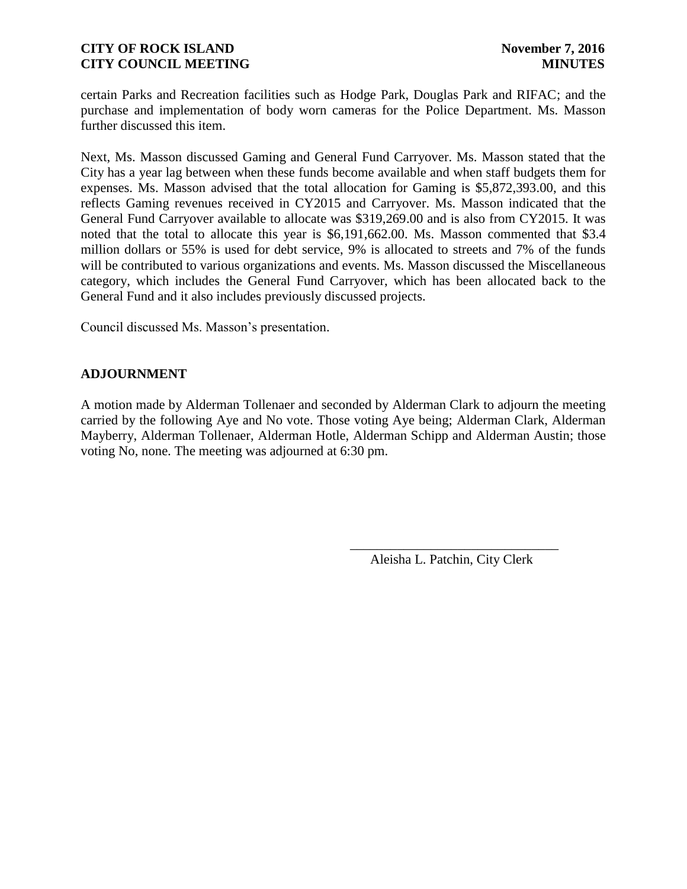certain Parks and Recreation facilities such as Hodge Park, Douglas Park and RIFAC; and the purchase and implementation of body worn cameras for the Police Department. Ms. Masson further discussed this item.

Next, Ms. Masson discussed Gaming and General Fund Carryover. Ms. Masson stated that the City has a year lag between when these funds become available and when staff budgets them for expenses. Ms. Masson advised that the total allocation for Gaming is $5,872,393.00, and this reflects Gaming revenues received in CY2015 and Carryover. Ms. Masson indicated that the General Fund Carryover available to allocate was $319,269.00 and is also from CY2015. It was noted that the total to allocate this year is $6,191,662.00. Ms. Masson commented that $3.4 million dollars or 55% is used for debt service, 9% is allocated to streets and 7% of the funds will be contributed to various organizations and events. Ms. Masson discussed the Miscellaneous category, which includes the General Fund Carryover, which has been allocated back to the General Fund and it also includes previously discussed projects.

Council discussed Ms. Masson's presentation.

## ADJOURNMENT

A motion made by Alderman Tollenaer and seconded by Alderman Clark to adjourn the meeting carried by the following Aye and No vote. Those voting Aye being; Alderman Clark, Alderman Mayberry, Alderman Tollenaer, Alderman Hotle, Alderman Schipp and Alderman Austin; those voting No, none. The meeting was adjourned at 6:30 pm.

_______________________________
Aleisha L. Patchin, City Clerk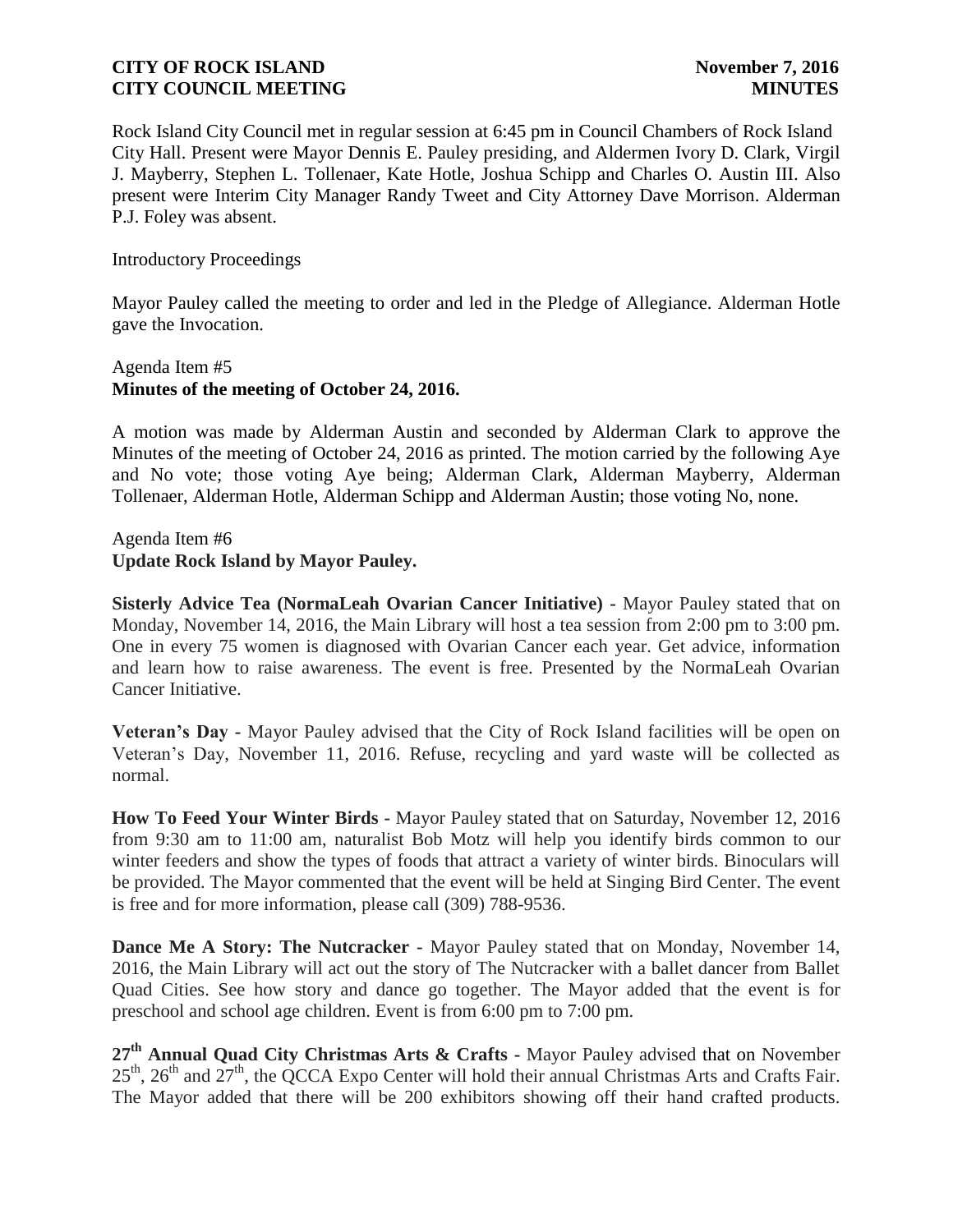Rock Island City Council met in regular session at 6:45 pm in Council Chambers of Rock Island City Hall. Present were Mayor Dennis E. Pauley presiding, and Aldermen Ivory D. Clark, Virgil J. Mayberry, Stephen L. Tollenaer, Kate Hotle, Joshua Schipp and Charles O. Austin III. Also present were Interim City Manager Randy Tweet and City Attorney Dave Morrison. Alderman P.J. Foley was absent.

Introductory Proceedings

Mayor Pauley called the meeting to order and led in the Pledge of Allegiance. Alderman Hotle gave the Invocation.

Agenda Item #5
**Minutes of the meeting of October 24, 2016.**

A motion was made by Alderman Austin and seconded by Alderman Clark to approve the Minutes of the meeting of October 24, 2016 as printed. The motion carried by the following Aye and No vote; those voting Aye being; Alderman Clark, Alderman Mayberry, Alderman Tollenaer, Alderman Hotle, Alderman Schipp and Alderman Austin; those voting No, none.

Agenda Item #6
**Update Rock Island by Mayor Pauley.**

**Sisterly Advice Tea (NormaLeah Ovarian Cancer Initiative)** - Mayor Pauley stated that on Monday, November 14, 2016, the Main Library will host a tea session from 2:00 pm to 3:00 pm. One in every 75 women is diagnosed with Ovarian Cancer each year. Get advice, information and learn how to raise awareness. The event is free. Presented by the NormaLeah Ovarian Cancer Initiative.

**Veteran's Day** - Mayor Pauley advised that the City of Rock Island facilities will be open on Veteran's Day, November 11, 2016. Refuse, recycling and yard waste will be collected as normal.

**How To Feed Your Winter Birds** - Mayor Pauley stated that on Saturday, November 12, 2016 from 9:30 am to 11:00 am, naturalist Bob Motz will help you identify birds common to our winter feeders and show the types of foods that attract a variety of winter birds. Binoculars will be provided. The Mayor commented that the event will be held at Singing Bird Center. The event is free and for more information, please call (309) 788-9536.

**Dance Me A Story: The Nutcracker** - Mayor Pauley stated that on Monday, November 14, 2016, the Main Library will act out the story of The Nutcracker with a ballet dancer from Ballet Quad Cities. See how story and dance go together. The Mayor added that the event is for preschool and school age children. Event is from 6:00 pm to 7:00 pm.

**27th Annual Quad City Christmas Arts & Crafts** - Mayor Pauley advised that on November 25th, 26th and 27th, the QCCA Expo Center will hold their annual Christmas Arts and Crafts Fair. The Mayor added that there will be 200 exhibitors showing off their hand crafted products.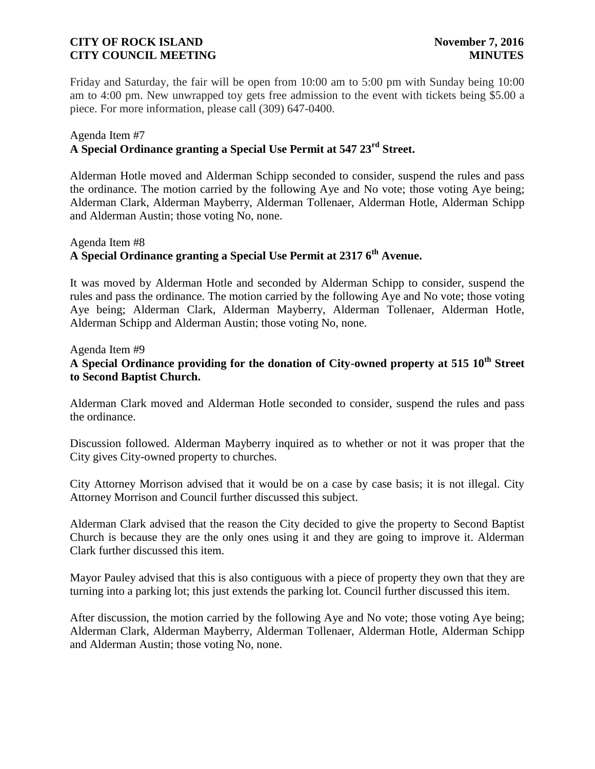Friday and Saturday, the fair will be open from 10:00 am to 5:00 pm with Sunday being 10:00 am to 4:00 pm. New unwrapped toy gets free admission to the event with tickets being $5.00 a piece. For more information, please call (309) 647-0400.

Agenda Item #7

**A Special Ordinance granting a Special Use Permit at 547 23rd Street.**

Alderman Hotle moved and Alderman Schipp seconded to consider, suspend the rules and pass the ordinance. The motion carried by the following Aye and No vote; those voting Aye being; Alderman Clark, Alderman Mayberry, Alderman Tollenaer, Alderman Hotle, Alderman Schipp and Alderman Austin; those voting No, none.

Agenda Item #8

**A Special Ordinance granting a Special Use Permit at 2317 6th Avenue.**

It was moved by Alderman Hotle and seconded by Alderman Schipp to consider, suspend the rules and pass the ordinance. The motion carried by the following Aye and No vote; those voting Aye being; Alderman Clark, Alderman Mayberry, Alderman Tollenaer, Alderman Hotle, Alderman Schipp and Alderman Austin; those voting No, none.

Agenda Item #9

**A Special Ordinance providing for the donation of City-owned property at 515 10th Street to Second Baptist Church.**

Alderman Clark moved and Alderman Hotle seconded to consider, suspend the rules and pass the ordinance.

Discussion followed. Alderman Mayberry inquired as to whether or not it was proper that the City gives City-owned property to churches.

City Attorney Morrison advised that it would be on a case by case basis; it is not illegal. City Attorney Morrison and Council further discussed this subject.

Alderman Clark advised that the reason the City decided to give the property to Second Baptist Church is because they are the only ones using it and they are going to improve it. Alderman Clark further discussed this item.

Mayor Pauley advised that this is also contiguous with a piece of property they own that they are turning into a parking lot; this just extends the parking lot. Council further discussed this item.

After discussion, the motion carried by the following Aye and No vote; those voting Aye being; Alderman Clark, Alderman Mayberry, Alderman Tollenaer, Alderman Hotle, Alderman Schipp and Alderman Austin; those voting No, none.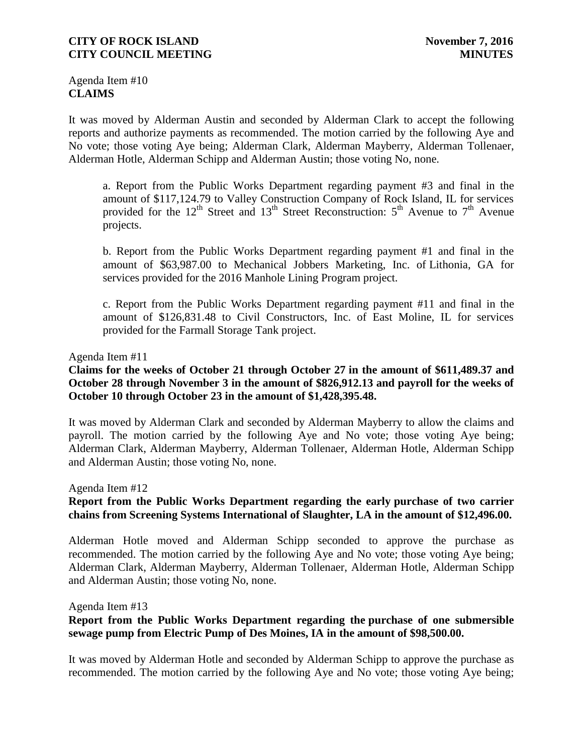Agenda Item #10
**CLAIMS**

It was moved by Alderman Austin and seconded by Alderman Clark to accept the following reports and authorize payments as recommended. The motion carried by the following Aye and No vote; those voting Aye being; Alderman Clark, Alderman Mayberry, Alderman Tollenaer, Alderman Hotle, Alderman Schipp and Alderman Austin; those voting No, none.

a. Report from the Public Works Department regarding payment #3 and final in the amount of $117,124.79 to Valley Construction Company of Rock Island, IL for services provided for the 12th Street and 13th Street Reconstruction: 5th Avenue to 7th Avenue projects.

b. Report from the Public Works Department regarding payment #1 and final in the amount of $63,987.00 to Mechanical Jobbers Marketing, Inc. of Lithonia, GA for services provided for the 2016 Manhole Lining Program project.

c. Report from the Public Works Department regarding payment #11 and final in the amount of $126,831.48 to Civil Constructors, Inc. of East Moline, IL for services provided for the Farmall Storage Tank project.

Agenda Item #11
**Claims for the weeks of October 21 through October 27 in the amount of $611,489.37 and October 28 through November 3 in the amount of $826,912.13 and payroll for the weeks of October 10 through October 23 in the amount of $1,428,395.48.**

It was moved by Alderman Clark and seconded by Alderman Mayberry to allow the claims and payroll. The motion carried by the following Aye and No vote; those voting Aye being; Alderman Clark, Alderman Mayberry, Alderman Tollenaer, Alderman Hotle, Alderman Schipp and Alderman Austin; those voting No, none.

Agenda Item #12
**Report from the Public Works Department regarding the early purchase of two carrier chains from Screening Systems International of Slaughter, LA in the amount of $12,496.00.**

Alderman Hotle moved and Alderman Schipp seconded to approve the purchase as recommended. The motion carried by the following Aye and No vote; those voting Aye being; Alderman Clark, Alderman Mayberry, Alderman Tollenaer, Alderman Hotle, Alderman Schipp and Alderman Austin; those voting No, none.

Agenda Item #13
**Report from the Public Works Department regarding the purchase of one submersible sewage pump from Electric Pump of Des Moines, IA in the amount of $98,500.00.**

It was moved by Alderman Hotle and seconded by Alderman Schipp to approve the purchase as recommended. The motion carried by the following Aye and No vote; those voting Aye being;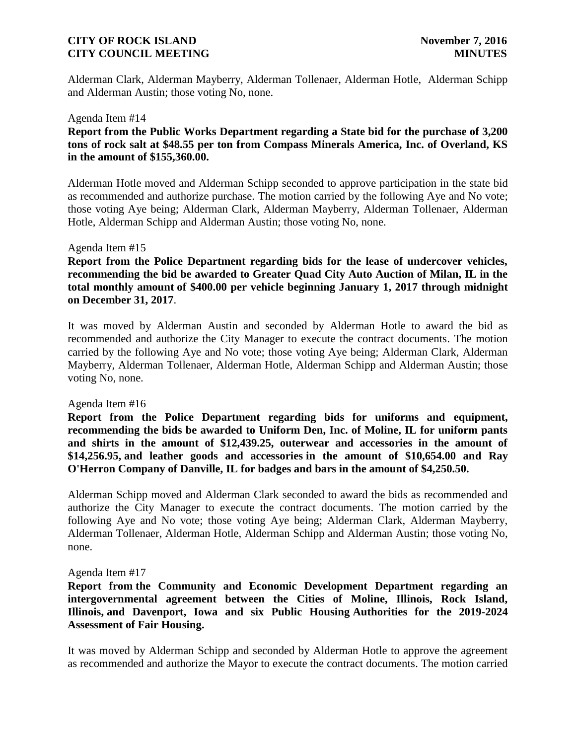Alderman Clark, Alderman Mayberry, Alderman Tollenaer, Alderman Hotle, Alderman Schipp and Alderman Austin; those voting No, none.

Agenda Item #14

**Report from the Public Works Department regarding a State bid for the purchase of 3,200 tons of rock salt at $48.55 per ton from Compass Minerals America, Inc. of Overland, KS in the amount of $155,360.00.**

Alderman Hotle moved and Alderman Schipp seconded to approve participation in the state bid as recommended and authorize purchase. The motion carried by the following Aye and No vote; those voting Aye being; Alderman Clark, Alderman Mayberry, Alderman Tollenaer, Alderman Hotle, Alderman Schipp and Alderman Austin; those voting No, none.

Agenda Item #15

**Report from the Police Department regarding bids for the lease of undercover vehicles, recommending the bid be awarded to Greater Quad City Auto Auction of Milan, IL in the total monthly amount of $400.00 per vehicle beginning January 1, 2017 through midnight on December 31, 2017**.

It was moved by Alderman Austin and seconded by Alderman Hotle to award the bid as recommended and authorize the City Manager to execute the contract documents. The motion carried by the following Aye and No vote; those voting Aye being; Alderman Clark, Alderman Mayberry, Alderman Tollenaer, Alderman Hotle, Alderman Schipp and Alderman Austin; those voting No, none.

Agenda Item #16

**Report from the Police Department regarding bids for uniforms and equipment, recommending the bids be awarded to Uniform Den, Inc. of Moline, IL for uniform pants and shirts in the amount of $12,439.25, outerwear and accessories in the amount of $14,256.95, and leather goods and accessories in the amount of $10,654.00 and Ray O'Herron Company of Danville, IL for badges and bars in the amount of $4,250.50.**

Alderman Schipp moved and Alderman Clark seconded to award the bids as recommended and authorize the City Manager to execute the contract documents. The motion carried by the following Aye and No vote; those voting Aye being; Alderman Clark, Alderman Mayberry, Alderman Tollenaer, Alderman Hotle, Alderman Schipp and Alderman Austin; those voting No, none.

Agenda Item #17

**Report from the Community and Economic Development Department regarding an intergovernmental agreement between the Cities of Moline, Illinois, Rock Island, Illinois, and Davenport, Iowa and six Public Housing Authorities for the 2019-2024 Assessment of Fair Housing.**

It was moved by Alderman Schipp and seconded by Alderman Hotle to approve the agreement as recommended and authorize the Mayor to execute the contract documents. The motion carried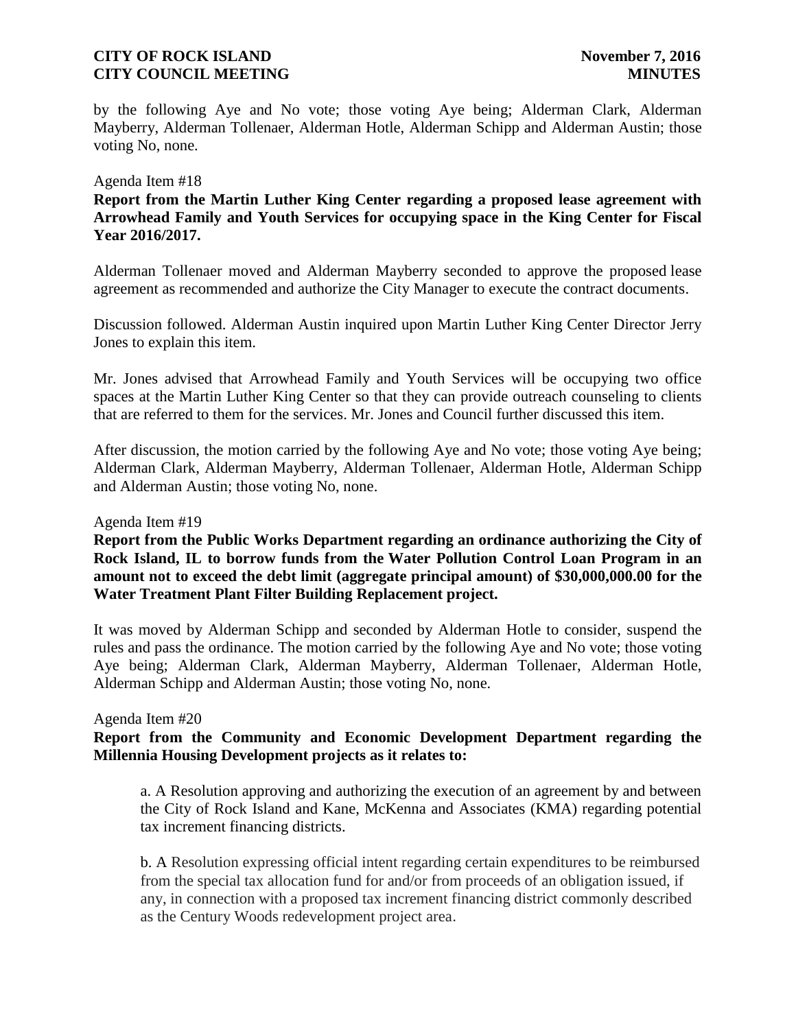by the following Aye and No vote; those voting Aye being; Alderman Clark, Alderman Mayberry, Alderman Tollenaer, Alderman Hotle, Alderman Schipp and Alderman Austin; those voting No, none.

Agenda Item #18

**Report from the Martin Luther King Center regarding a proposed lease agreement with Arrowhead Family and Youth Services for occupying space in the King Center for Fiscal Year 2016/2017.**

Alderman Tollenaer moved and Alderman Mayberry seconded to approve the proposed lease agreement as recommended and authorize the City Manager to execute the contract documents.

Discussion followed. Alderman Austin inquired upon Martin Luther King Center Director Jerry Jones to explain this item.

Mr. Jones advised that Arrowhead Family and Youth Services will be occupying two office spaces at the Martin Luther King Center so that they can provide outreach counseling to clients that are referred to them for the services. Mr. Jones and Council further discussed this item.

After discussion, the motion carried by the following Aye and No vote; those voting Aye being; Alderman Clark, Alderman Mayberry, Alderman Tollenaer, Alderman Hotle, Alderman Schipp and Alderman Austin; those voting No, none.

Agenda Item #19

**Report from the Public Works Department regarding an ordinance authorizing the City of Rock Island, IL to borrow funds from the Water Pollution Control Loan Program in an amount not to exceed the debt limit (aggregate principal amount) of $30,000,000.00 for the Water Treatment Plant Filter Building Replacement project.**

It was moved by Alderman Schipp and seconded by Alderman Hotle to consider, suspend the rules and pass the ordinance. The motion carried by the following Aye and No vote; those voting Aye being; Alderman Clark, Alderman Mayberry, Alderman Tollenaer, Alderman Hotle, Alderman Schipp and Alderman Austin; those voting No, none.

Agenda Item #20

**Report from the Community and Economic Development Department regarding the Millennia Housing Development projects as it relates to:**

a. A Resolution approving and authorizing the execution of an agreement by and between the City of Rock Island and Kane, McKenna and Associates (KMA) regarding potential tax increment financing districts.

b. A Resolution expressing official intent regarding certain expenditures to be reimbursed from the special tax allocation fund for and/or from proceeds of an obligation issued, if any, in connection with a proposed tax increment financing district commonly described as the Century Woods redevelopment project area.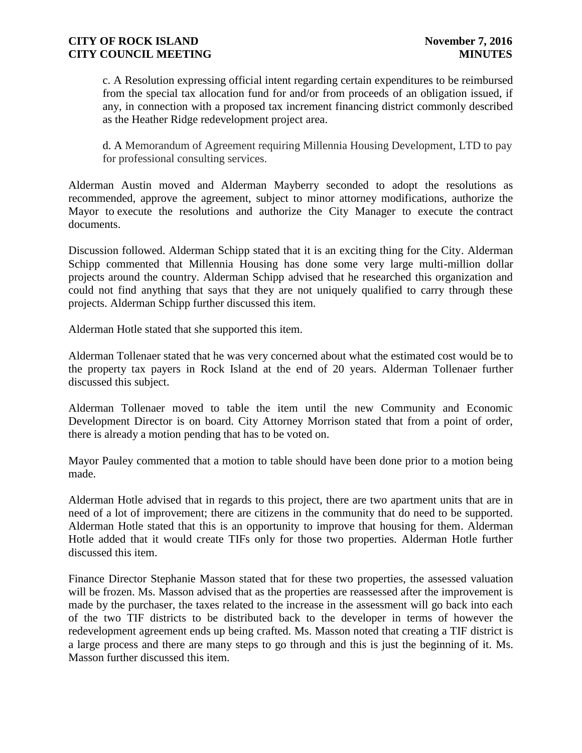c. A Resolution expressing official intent regarding certain expenditures to be reimbursed from the special tax allocation fund for and/or from proceeds of an obligation issued, if any, in connection with a proposed tax increment financing district commonly described as the Heather Ridge redevelopment project area.

d. A Memorandum of Agreement requiring Millennia Housing Development, LTD to pay for professional consulting services.

Alderman Austin moved and Alderman Mayberry seconded to adopt the resolutions as recommended, approve the agreement, subject to minor attorney modifications, authorize the Mayor to execute the resolutions and authorize the City Manager to execute the contract documents.

Discussion followed. Alderman Schipp stated that it is an exciting thing for the City. Alderman Schipp commented that Millennia Housing has done some very large multi-million dollar projects around the country. Alderman Schipp advised that he researched this organization and could not find anything that says that they are not uniquely qualified to carry through these projects. Alderman Schipp further discussed this item.

Alderman Hotle stated that she supported this item.

Alderman Tollenaer stated that he was very concerned about what the estimated cost would be to the property tax payers in Rock Island at the end of 20 years. Alderman Tollenaer further discussed this subject.

Alderman Tollenaer moved to table the item until the new Community and Economic Development Director is on board. City Attorney Morrison stated that from a point of order, there is already a motion pending that has to be voted on.

Mayor Pauley commented that a motion to table should have been done prior to a motion being made.

Alderman Hotle advised that in regards to this project, there are two apartment units that are in need of a lot of improvement; there are citizens in the community that do need to be supported. Alderman Hotle stated that this is an opportunity to improve that housing for them. Alderman Hotle added that it would create TIFs only for those two properties. Alderman Hotle further discussed this item.

Finance Director Stephanie Masson stated that for these two properties, the assessed valuation will be frozen. Ms. Masson advised that as the properties are reassessed after the improvement is made by the purchaser, the taxes related to the increase in the assessment will go back into each of the two TIF districts to be distributed back to the developer in terms of however the redevelopment agreement ends up being crafted. Ms. Masson noted that creating a TIF district is a large process and there are many steps to go through and this is just the beginning of it. Ms. Masson further discussed this item.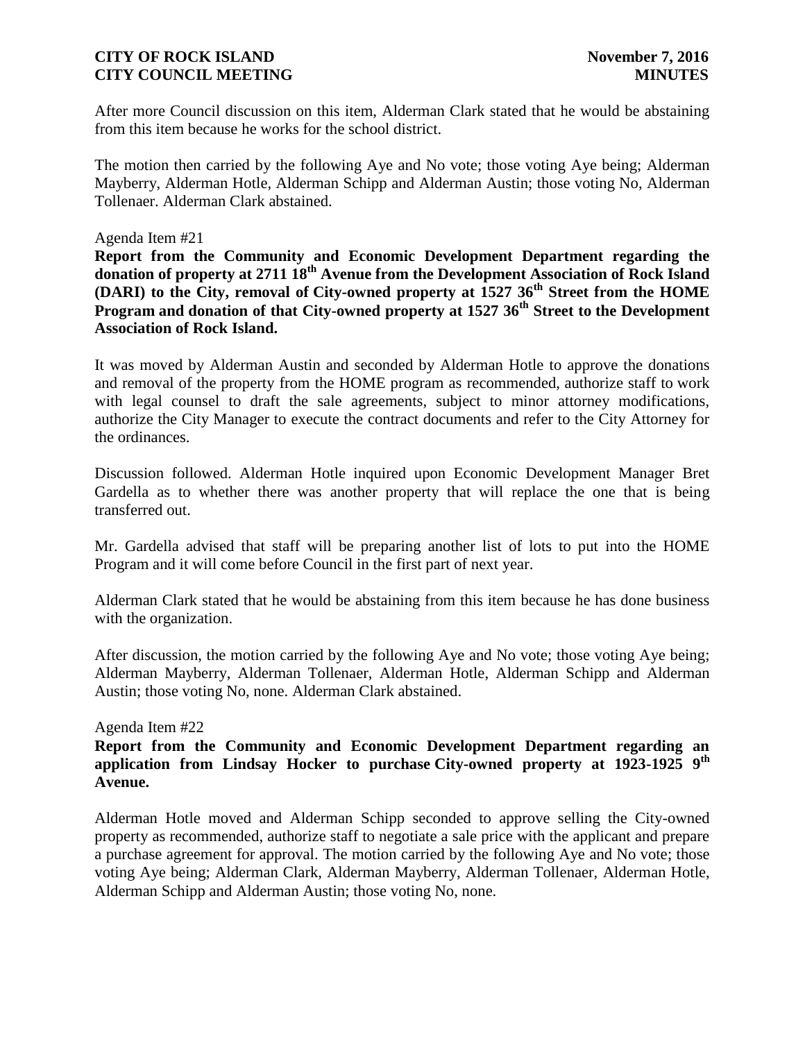After more Council discussion on this item, Alderman Clark stated that he would be abstaining from this item because he works for the school district.

The motion then carried by the following Aye and No vote; those voting Aye being; Alderman Mayberry, Alderman Hotle, Alderman Schipp and Alderman Austin; those voting No, Alderman Tollenaer. Alderman Clark abstained.

Agenda Item #21

**Report from the Community and Economic Development Department regarding the donation of property at 2711 18th Avenue from the Development Association of Rock Island (DARI) to the City, removal of City-owned property at 1527 36th Street from the HOME Program and donation of that City-owned property at 1527 36th Street to the Development Association of Rock Island.**

It was moved by Alderman Austin and seconded by Alderman Hotle to approve the donations and removal of the property from the HOME program as recommended, authorize staff to work with legal counsel to draft the sale agreements, subject to minor attorney modifications, authorize the City Manager to execute the contract documents and refer to the City Attorney for the ordinances.

Discussion followed. Alderman Hotle inquired upon Economic Development Manager Bret Gardella as to whether there was another property that will replace the one that is being transferred out.

Mr. Gardella advised that staff will be preparing another list of lots to put into the HOME Program and it will come before Council in the first part of next year.

Alderman Clark stated that he would be abstaining from this item because he has done business with the organization.

After discussion, the motion carried by the following Aye and No vote; those voting Aye being; Alderman Mayberry, Alderman Tollenaer, Alderman Hotle, Alderman Schipp and Alderman Austin; those voting No, none. Alderman Clark abstained.

Agenda Item #22

**Report from the Community and Economic Development Department regarding an application from Lindsay Hocker to purchase City-owned property at 1923-1925 9th Avenue.**

Alderman Hotle moved and Alderman Schipp seconded to approve selling the City-owned property as recommended, authorize staff to negotiate a sale price with the applicant and prepare a purchase agreement for approval. The motion carried by the following Aye and No vote; those voting Aye being; Alderman Clark, Alderman Mayberry, Alderman Tollenaer, Alderman Hotle, Alderman Schipp and Alderman Austin; those voting No, none.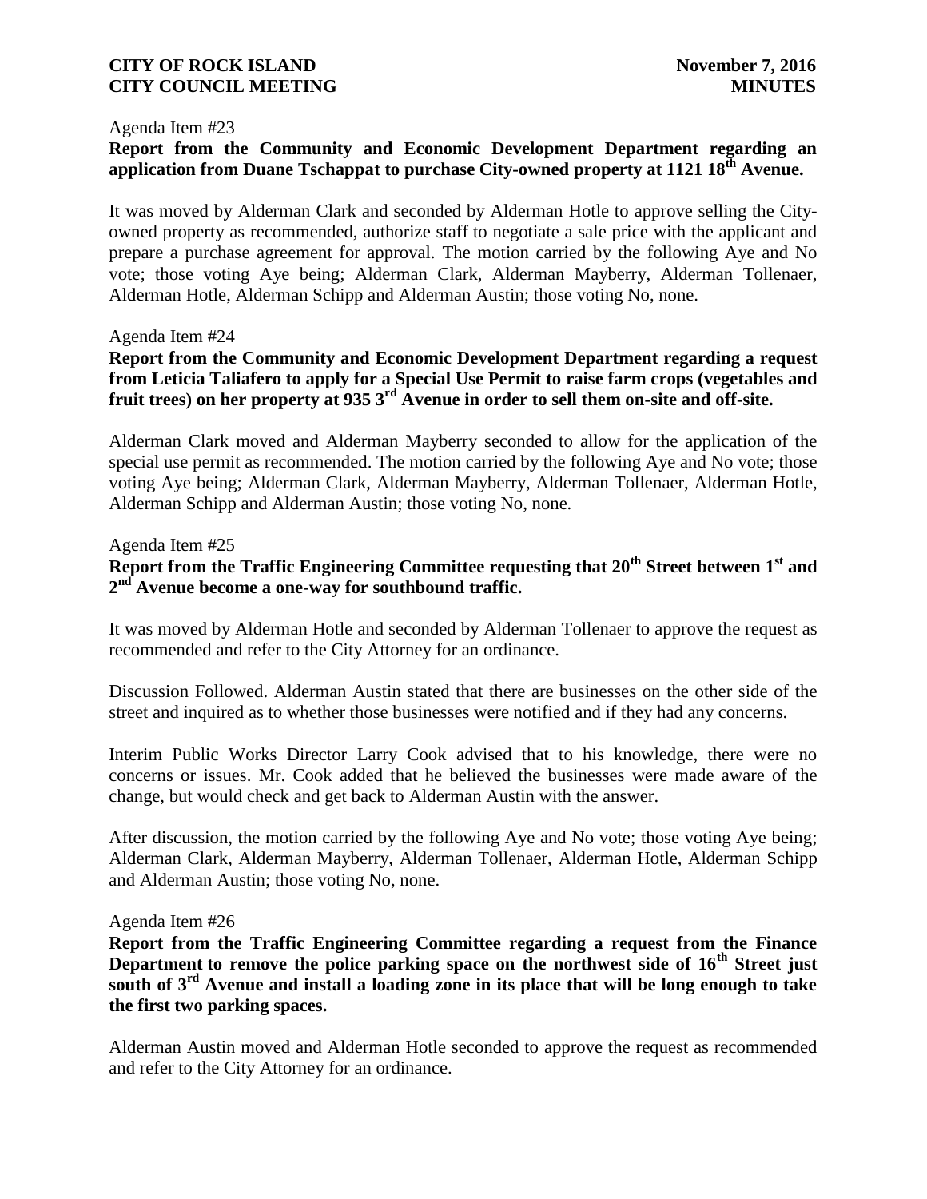Agenda Item #23

**Report from the Community and Economic Development Department regarding an application from Duane Tschappat to purchase City-owned property at 1121 18th Avenue.**

It was moved by Alderman Clark and seconded by Alderman Hotle to approve selling the City-owned property as recommended, authorize staff to negotiate a sale price with the applicant and prepare a purchase agreement for approval. The motion carried by the following Aye and No vote; those voting Aye being; Alderman Clark, Alderman Mayberry, Alderman Tollenaer, Alderman Hotle, Alderman Schipp and Alderman Austin; those voting No, none.

Agenda Item #24

**Report from the Community and Economic Development Department regarding a request from Leticia Taliafero to apply for a Special Use Permit to raise farm crops (vegetables and fruit trees) on her property at 935 3rd Avenue in order to sell them on-site and off-site.**

Alderman Clark moved and Alderman Mayberry seconded to allow for the application of the special use permit as recommended. The motion carried by the following Aye and No vote; those voting Aye being; Alderman Clark, Alderman Mayberry, Alderman Tollenaer, Alderman Hotle, Alderman Schipp and Alderman Austin; those voting No, none.

Agenda Item #25

**Report from the Traffic Engineering Committee requesting that 20th Street between 1st and 2nd Avenue become a one-way for southbound traffic.**

It was moved by Alderman Hotle and seconded by Alderman Tollenaer to approve the request as recommended and refer to the City Attorney for an ordinance.

Discussion Followed. Alderman Austin stated that there are businesses on the other side of the street and inquired as to whether those businesses were notified and if they had any concerns.

Interim Public Works Director Larry Cook advised that to his knowledge, there were no concerns or issues. Mr. Cook added that he believed the businesses were made aware of the change, but would check and get back to Alderman Austin with the answer.

After discussion, the motion carried by the following Aye and No vote; those voting Aye being; Alderman Clark, Alderman Mayberry, Alderman Tollenaer, Alderman Hotle, Alderman Schipp and Alderman Austin; those voting No, none.

Agenda Item #26

**Report from the Traffic Engineering Committee regarding a request from the Finance Department to remove the police parking space on the northwest side of 16th Street just south of 3rd Avenue and install a loading zone in its place that will be long enough to take the first two parking spaces.**

Alderman Austin moved and Alderman Hotle seconded to approve the request as recommended and refer to the City Attorney for an ordinance.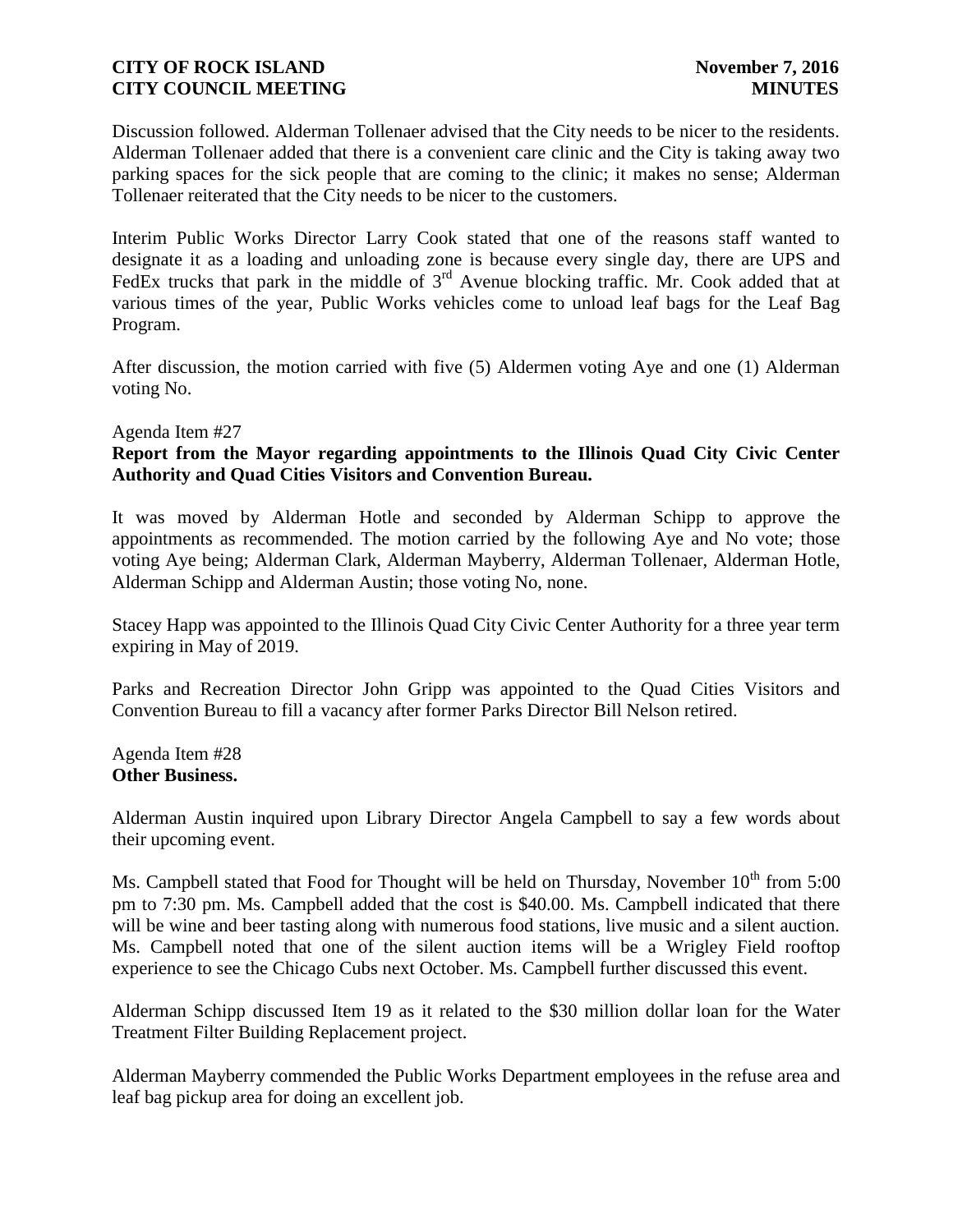Discussion followed. Alderman Tollenaer advised that the City needs to be nicer to the residents. Alderman Tollenaer added that there is a convenient care clinic and the City is taking away two parking spaces for the sick people that are coming to the clinic; it makes no sense; Alderman Tollenaer reiterated that the City needs to be nicer to the customers.

Interim Public Works Director Larry Cook stated that one of the reasons staff wanted to designate it as a loading and unloading zone is because every single day, there are UPS and FedEx trucks that park in the middle of 3rd Avenue blocking traffic. Mr. Cook added that at various times of the year, Public Works vehicles come to unload leaf bags for the Leaf Bag Program.

After discussion, the motion carried with five (5) Aldermen voting Aye and one (1) Alderman voting No.

Agenda Item #27
**Report from the Mayor regarding appointments to the Illinois Quad City Civic Center Authority and Quad Cities Visitors and Convention Bureau.**

It was moved by Alderman Hotle and seconded by Alderman Schipp to approve the appointments as recommended. The motion carried by the following Aye and No vote; those voting Aye being; Alderman Clark, Alderman Mayberry, Alderman Tollenaer, Alderman Hotle, Alderman Schipp and Alderman Austin; those voting No, none.

Stacey Happ was appointed to the Illinois Quad City Civic Center Authority for a three year term expiring in May of 2019.

Parks and Recreation Director John Gripp was appointed to the Quad Cities Visitors and Convention Bureau to fill a vacancy after former Parks Director Bill Nelson retired.

Agenda Item #28
**Other Business.**

Alderman Austin inquired upon Library Director Angela Campbell to say a few words about their upcoming event.

Ms. Campbell stated that Food for Thought will be held on Thursday, November 10th from 5:00 pm to 7:30 pm. Ms. Campbell added that the cost is $40.00. Ms. Campbell indicated that there will be wine and beer tasting along with numerous food stations, live music and a silent auction. Ms. Campbell noted that one of the silent auction items will be a Wrigley Field rooftop experience to see the Chicago Cubs next October. Ms. Campbell further discussed this event.

Alderman Schipp discussed Item 19 as it related to the $30 million dollar loan for the Water Treatment Filter Building Replacement project.

Alderman Mayberry commended the Public Works Department employees in the refuse area and leaf bag pickup area for doing an excellent job.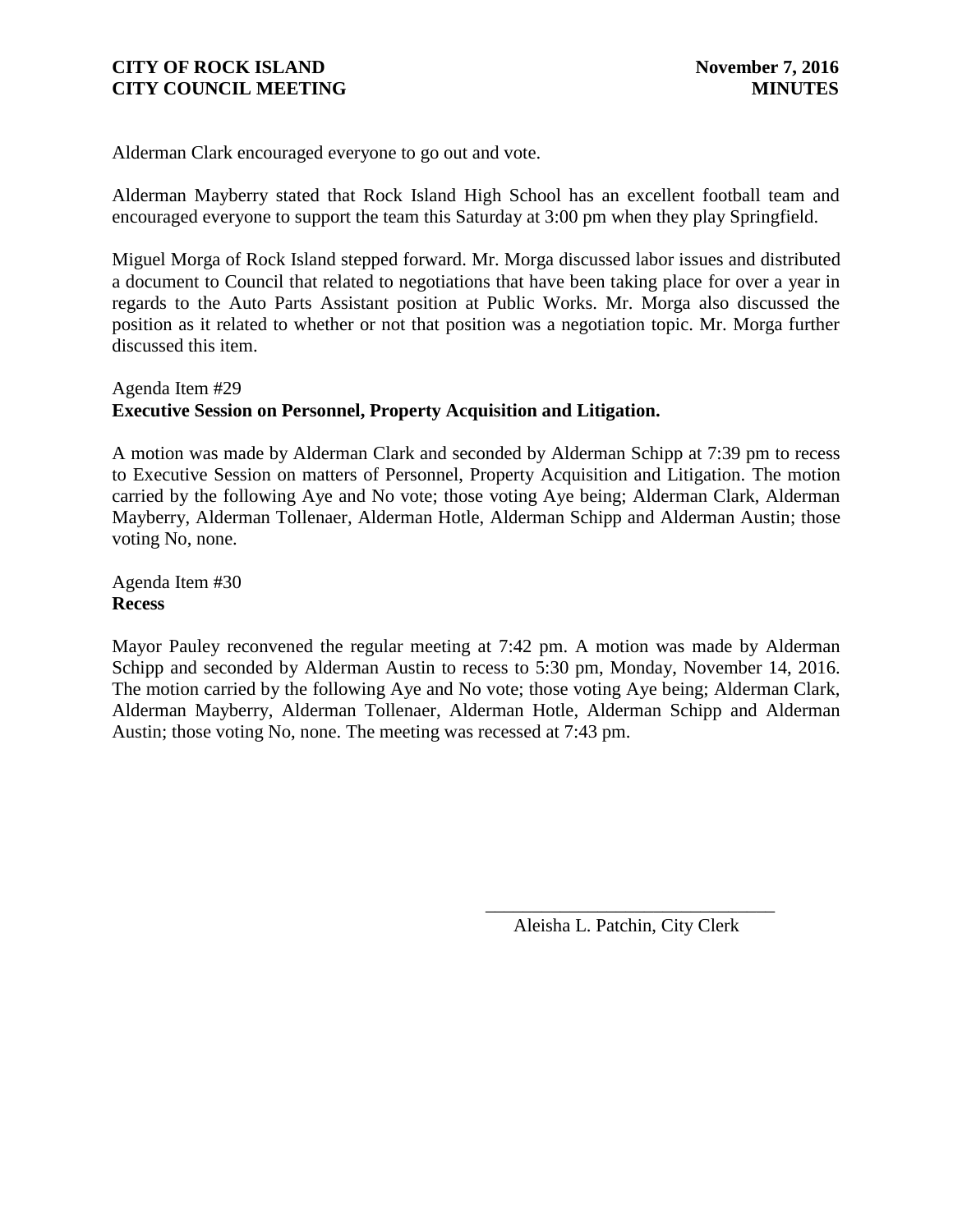Alderman Clark encouraged everyone to go out and vote.

Alderman Mayberry stated that Rock Island High School has an excellent football team and encouraged everyone to support the team this Saturday at 3:00 pm when they play Springfield.

Miguel Morga of Rock Island stepped forward. Mr. Morga discussed labor issues and distributed a document to Council that related to negotiations that have been taking place for over a year in regards to the Auto Parts Assistant position at Public Works. Mr. Morga also discussed the position as it related to whether or not that position was a negotiation topic. Mr. Morga further discussed this item.

Agenda Item #29
**Executive Session on Personnel, Property Acquisition and Litigation.**

A motion was made by Alderman Clark and seconded by Alderman Schipp at 7:39 pm to recess to Executive Session on matters of Personnel, Property Acquisition and Litigation. The motion carried by the following Aye and No vote; those voting Aye being; Alderman Clark, Alderman Mayberry, Alderman Tollenaer, Alderman Hotle, Alderman Schipp and Alderman Austin; those voting No, none.

Agenda Item #30
**Recess**

Mayor Pauley reconvened the regular meeting at 7:42 pm. A motion was made by Alderman Schipp and seconded by Alderman Austin to recess to 5:30 pm, Monday, November 14, 2016. The motion carried by the following Aye and No vote; those voting Aye being; Alderman Clark, Alderman Mayberry, Alderman Tollenaer, Alderman Hotle, Alderman Schipp and Alderman Austin; those voting No, none. The meeting was recessed at 7:43 pm.

\_\_\_\_\_\_\_\_\_\_\_\_\_\_\_\_\_\_\_\_\_\_\_\_\_\_\_\_\_\_\_\_

Aleisha L. Patchin, City Clerk